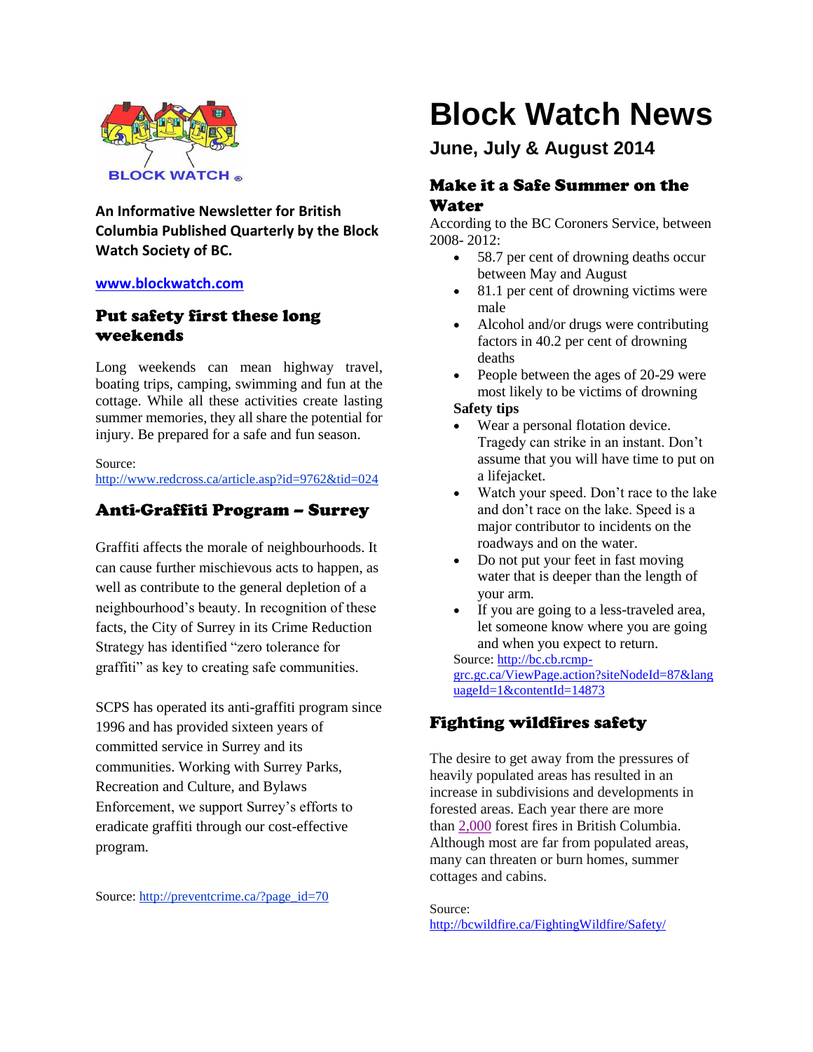BLOCK WATCH ®

**An Informative Newsletter for British Columbia Published Quarterly by the Block Watch Society of BC.**

**www.blockwatch.com**

## Put safety first these long weekends

Long weekends can mean highway travel, boating trips, camping, swimming and fun at the cottage. While all these activities create lasting summer memories, they all share the potential for injury. Be prepared for a safe and fun season.

Source: http://www.redcross.ca/article.asp?id=9762&tid=024

## Anti-Graffiti Program – Surrey

Graffiti affects the morale of neighbourhoods. It can cause further mischievous acts to happen, as well as contribute to the general depletion of a neighbourhood's beauty. In recognition of these facts, the City of Surrey in its Crime Reduction Strategy has identified "zero tolerance for graffiti" as key to creating safe communities.

SCPS has operated its anti-graffiti program since 1996 and has provided sixteen years of committed service in Surrey and its communities. Working with Surrey Parks, Recreation and Culture, and Bylaws Enforcement, we support Surrey's efforts to eradicate graffiti through our cost-effective program.

Source: http://preventcrime.ca/?page_id=70

# Block Watch News

### June, July & August 2014

## Make it a Safe Summer on the Water

According to the BC Coroners Service, between 2008- 2012:

- 58.7 per cent of drowning deaths occur between May and August
- 81.1 per cent of drowning victims were male
- Alcohol and/or drugs were contributing factors in 40.2 per cent of drowning deaths
- People between the ages of 20-29 were most likely to be victims of drowning

**Safety tips**

- Wear a personal flotation device. Tragedy can strike in an instant. Don't assume that you will have time to put on a lifejacket.
- Watch your speed. Don't race to the lake and don't race on the lake. Speed is a major contributor to incidents on the roadways and on the water.
- Do not put your feet in fast moving water that is deeper than the length of your arm.
- If you are going to a less-traveled area, let someone know where you are going and when you expect to return.

Source: http://bc.cb.rcmp-grc.gc.ca/ViewPage.action?siteNodeId=87&languageId=1&contentId=14873

## Fighting wildfires safety

The desire to get away from the pressures of heavily populated areas has resulted in an increase in subdivisions and developments in forested areas. Each year there are more than 2,000 forest fires in British Columbia. Although most are far from populated areas, many can threaten or burn homes, summer cottages and cabins.

Source: http://bcwildfire.ca/FightingWildfire/Safety/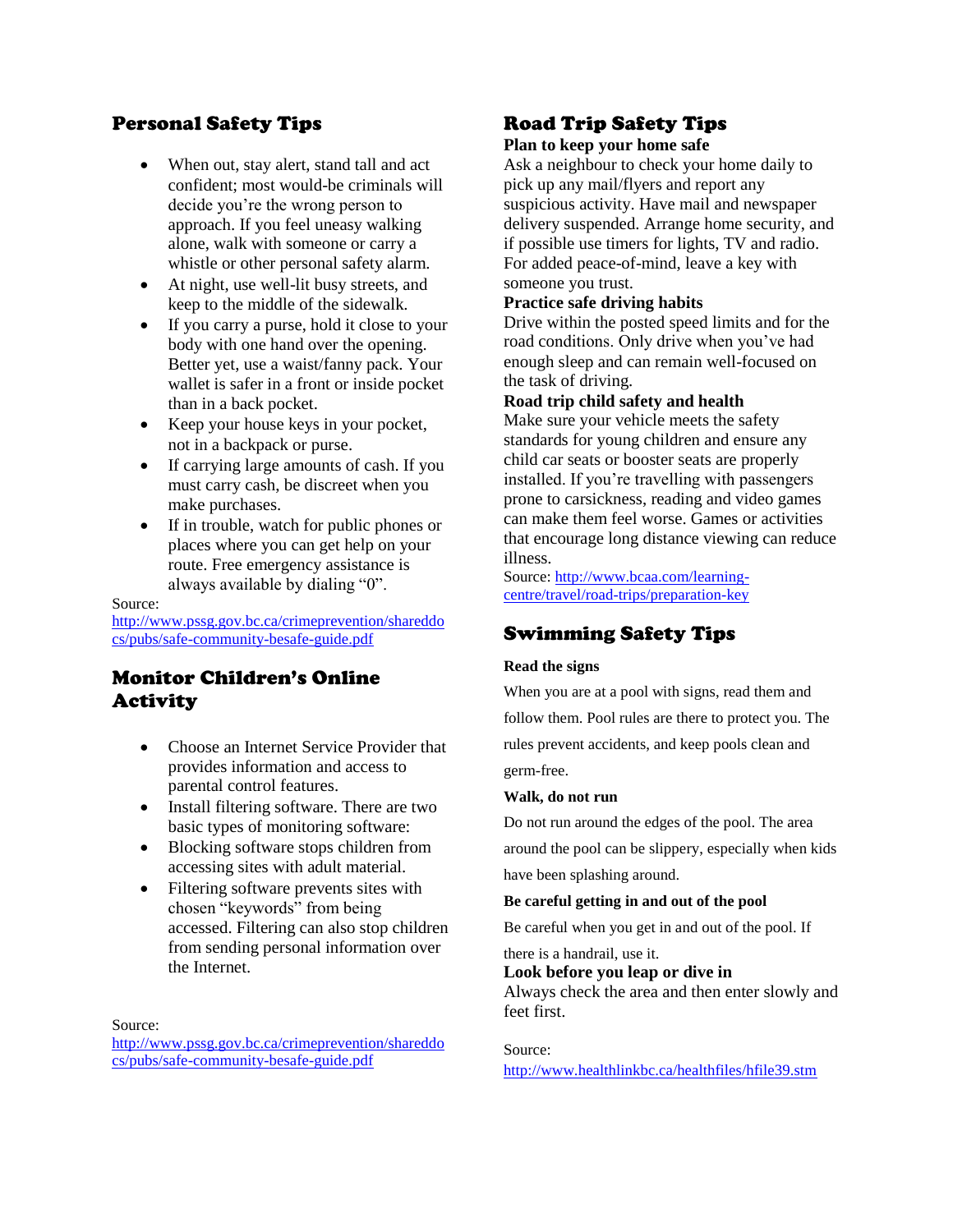## Personal Safety Tips

- When out, stay alert, stand tall and act confident; most would-be criminals will decide you're the wrong person to approach. If you feel uneasy walking alone, walk with someone or carry a whistle or other personal safety alarm.
- At night, use well-lit busy streets, and keep to the middle of the sidewalk.
- If you carry a purse, hold it close to your body with one hand over the opening. Better yet, use a waist/fanny pack. Your wallet is safer in a front or inside pocket than in a back pocket.
- Keep your house keys in your pocket, not in a backpack or purse.
- If carrying large amounts of cash. If you must carry cash, be discreet when you make purchases.
- If in trouble, watch for public phones or places where you can get help on your route. Free emergency assistance is always available by dialing "0".

Source:
http://www.pssg.gov.bc.ca/crimeprevention/shareddocs/pubs/safe-community-besafe-guide.pdf

## Monitor Children's Online Activity

- Choose an Internet Service Provider that provides information and access to parental control features.
- Install filtering software. There are two basic types of monitoring software:
- Blocking software stops children from accessing sites with adult material.
- Filtering software prevents sites with chosen "keywords" from being accessed. Filtering can also stop children from sending personal information over the Internet.

Source:
http://www.pssg.gov.bc.ca/crimeprevention/shareddocs/pubs/safe-community-besafe-guide.pdf

## Road Trip Safety Tips

**Plan to keep your home safe**

Ask a neighbour to check your home daily to pick up any mail/flyers and report any suspicious activity. Have mail and newspaper delivery suspended. Arrange home security, and if possible use timers for lights, TV and radio. For added peace-of-mind, leave a key with someone you trust.

**Practice safe driving habits**

Drive within the posted speed limits and for the road conditions. Only drive when you've had enough sleep and can remain well-focused on the task of driving.

**Road trip child safety and health**

Make sure your vehicle meets the safety standards for young children and ensure any child car seats or booster seats are properly installed. If you're travelling with passengers prone to carsickness, reading and video games can make them feel worse. Games or activities that encourage long distance viewing can reduce illness.

Source: http://www.bcaa.com/learning-centre/travel/road-trips/preparation-key

## Swimming Safety Tips

**Read the signs**

When you are at a pool with signs, read them and follow them. Pool rules are there to protect you. The rules prevent accidents, and keep pools clean and germ-free.

**Walk, do not run**

Do not run around the edges of the pool. The area around the pool can be slippery, especially when kids have been splashing around.

**Be careful getting in and out of the pool**

Be careful when you get in and out of the pool. If there is a handrail, use it.

**Look before you leap or dive in**

Always check the area and then enter slowly and feet first.

Source:
http://www.healthlinkbc.ca/healthfiles/hfile39.stm